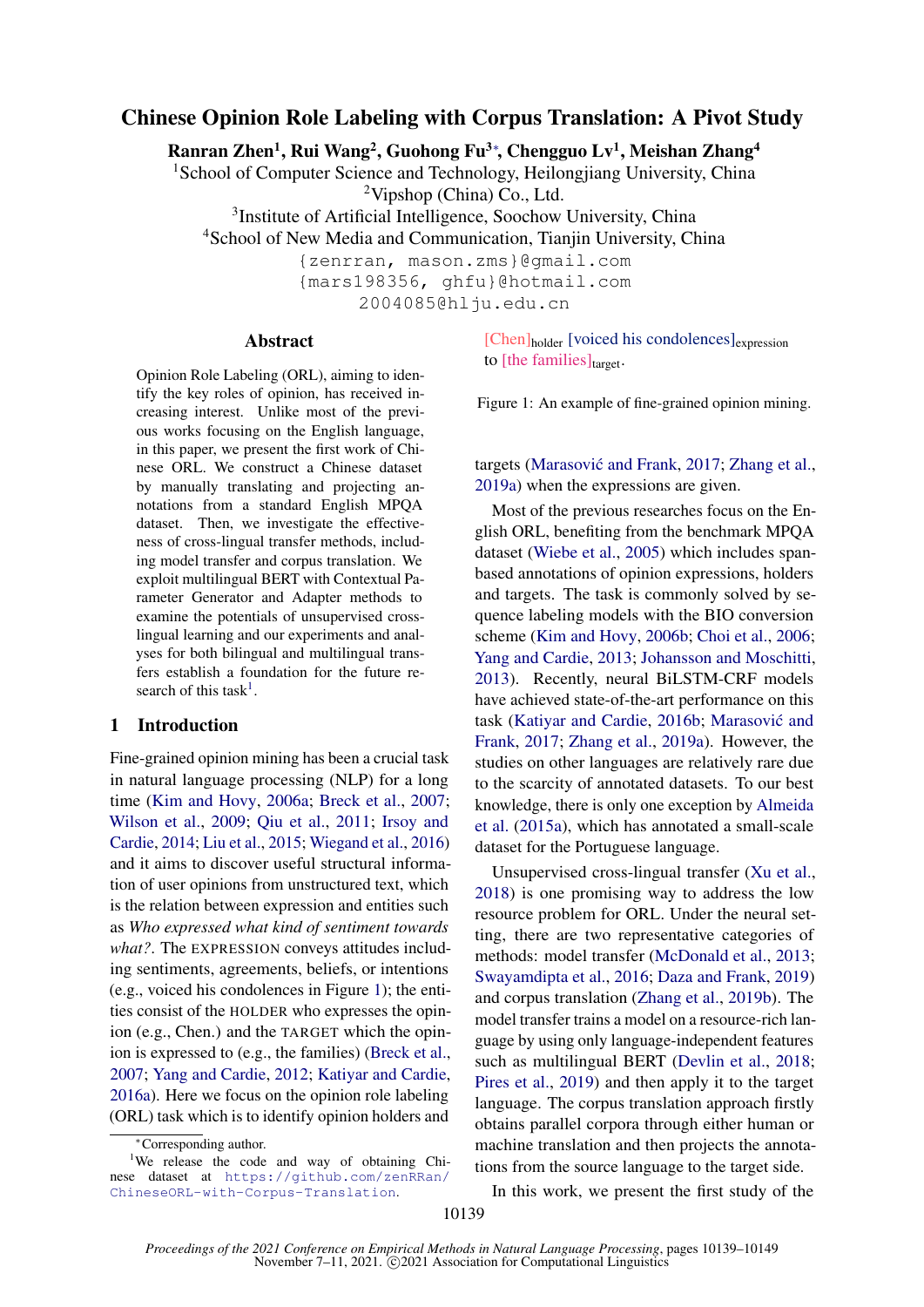# Chinese Opinion Role Labeling with Corpus Translation: A Pivot Study

**Ranran Zhen[1], Rui Wang[2], Guohong Fu[3*], Chengguo Lv[1], Meishan Zhang[4]**

[1]School of Computer Science and Technology, Heilongjiang University, China
[2]Vipshop (China) Co., Ltd.
[3]Institute of Artificial Intelligence, Soochow University, China
[4]School of New Media and Communication, Tianjin University, China

{zenrran, mason.zms}@gmail.com
{mars198356, ghfu}@hotmail.com
2004085@hlju.edu.cn

## Abstract

Opinion Role Labeling (ORL), aiming to identify the key roles of opinion, has received increasing interest. Unlike most of the previous works focusing on the English language, in this paper, we present the first work of Chinese ORL. We construct a Chinese dataset by manually translating and projecting annotations from a standard English MPQA dataset. Then, we investigate the effectiveness of cross-lingual transfer methods, including model transfer and corpus translation. We exploit multilingual BERT with Contextual Parameter Generator and Adapter methods to examine the potentials of unsupervised cross-lingual learning and our experiments and analyses for both bilingual and multilingual transfers establish a foundation for the future research of this task[1].

## 1 Introduction

Fine-grained opinion mining has been a crucial task in natural language processing (NLP) for a long time (Kim and Hovy, 2006a; Breck et al., 2007; Wilson et al., 2009; Qiu et al., 2011; Irsoy and Cardie, 2014; Liu et al., 2015; Wiegand et al., 2016) and it aims to discover useful structural information of user opinions from unstructured text, which is the relation between expression and entities such as *Who expressed what kind of sentiment towards what?*. The EXPRESSION conveys attitudes including sentiments, agreements, beliefs, or intentions (e.g., voiced his condolences in Figure 1); the entities consist of the HOLDER who expresses the opinion (e.g., Chen.) and the TARGET which the opinion is expressed to (e.g., the families) (Breck et al., 2007; Yang and Cardie, 2012; Katiyar and Cardie, 2016a). Here we focus on the opinion role labeling (ORL) task which is to identify opinion holders and targets (Marasović and Frank, 2017; Zhang et al., 2019a) when the expressions are given.

[Chen]$_{\text{holder}}$ [voiced his condolences]$_{\text{expression}}$ to [the families]$_{\text{target}}$.

Figure 1: An example of fine-grained opinion mining.

Most of the previous researches focus on the English ORL, benefiting from the benchmark MPQA dataset (Wiebe et al., 2005) which includes span-based annotations of opinion expressions, holders and targets. The task is commonly solved by sequence labeling models with the BIO conversion scheme (Kim and Hovy, 2006b; Choi et al., 2006; Yang and Cardie, 2013; Johansson and Moschitti, 2013). Recently, neural BiLSTM-CRF models have achieved state-of-the-art performance on this task (Katiyar and Cardie, 2016b; Marasović and Frank, 2017; Zhang et al., 2019a). However, the studies on other languages are relatively rare due to the scarcity of annotated datasets. To our best knowledge, there is only one exception by Almeida et al. (2015a), which has annotated a small-scale dataset for the Portuguese language.

Unsupervised cross-lingual transfer (Xu et al., 2018) is one promising way to address the low resource problem for ORL. Under the neural setting, there are two representative categories of methods: model transfer (McDonald et al., 2013; Swayamdipta et al., 2016; Daza and Frank, 2019) and corpus translation (Zhang et al., 2019b). The model transfer trains a model on a resource-rich language by using only language-independent features such as multilingual BERT (Devlin et al., 2018; Pires et al., 2019) and then apply it to the target language. The corpus translation approach firstly obtains parallel corpora through either human or machine translation and then projects the annotations from the source language to the target side.

In this work, we present the first study of the

*Corresponding author.

[1]We release the code and way of obtaining Chinese dataset at https://github.com/zenRRan/ChineseORL-with-Corpus-Translation.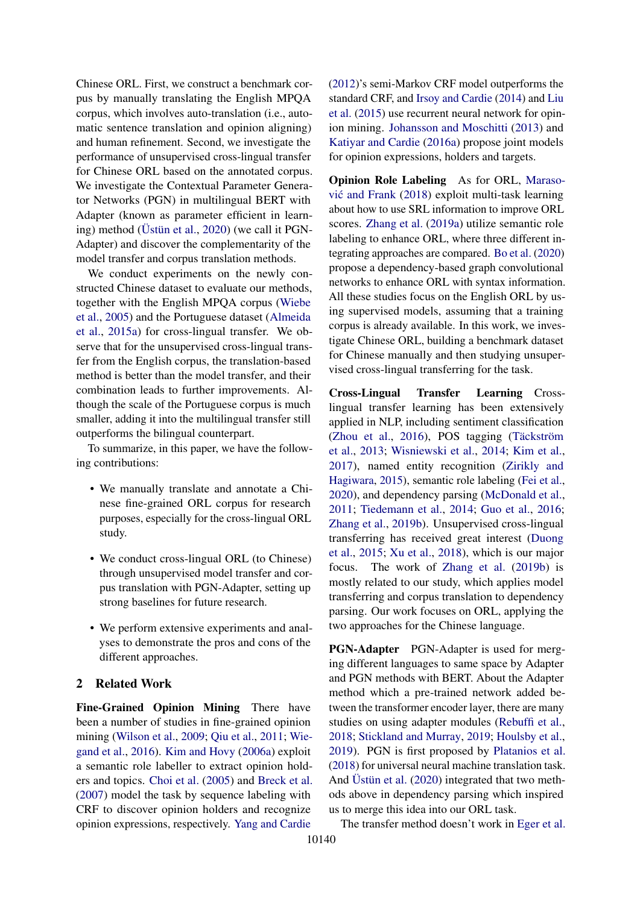Chinese ORL. First, we construct a benchmark corpus by manually translating the English MPQA corpus, which involves auto-translation (i.e., automatic sentence translation and opinion aligning) and human refinement. Second, we investigate the performance of unsupervised cross-lingual transfer for Chinese ORL based on the annotated corpus. We investigate the Contextual Parameter Generator Networks (PGN) in multilingual BERT with Adapter (known as parameter efficient in learning) method (Üstün et al., 2020) (we call it PGN-Adapter) and discover the complementarity of the model transfer and corpus translation methods.

We conduct experiments on the newly constructed Chinese dataset to evaluate our methods, together with the English MPQA corpus (Wiebe et al., 2005) and the Portuguese dataset (Almeida et al., 2015a) for cross-lingual transfer. We observe that for the unsupervised cross-lingual transfer from the English corpus, the translation-based method is better than the model transfer, and their combination leads to further improvements. Although the scale of the Portuguese corpus is much smaller, adding it into the multilingual transfer still outperforms the bilingual counterpart.

To summarize, in this paper, we have the following contributions:

- We manually translate and annotate a Chinese fine-grained ORL corpus for research purposes, especially for the cross-lingual ORL study.
- We conduct cross-lingual ORL (to Chinese) through unsupervised model transfer and corpus translation with PGN-Adapter, setting up strong baselines for future research.
- We perform extensive experiments and analyses to demonstrate the pros and cons of the different approaches.

## 2 Related Work

**Fine-Grained Opinion Mining** There have been a number of studies in fine-grained opinion mining (Wilson et al., 2009; Qiu et al., 2011; Wiegand et al., 2016). Kim and Hovy (2006a) exploit a semantic role labeller to extract opinion holders and topics. Choi et al. (2005) and Breck et al. (2007) model the task by sequence labeling with CRF to discover opinion holders and recognize opinion expressions, respectively. Yang and Cardie (2012)'s semi-Markov CRF model outperforms the standard CRF, and Irsoy and Cardie (2014) and Liu et al. (2015) use recurrent neural network for opinion mining. Johansson and Moschitti (2013) and Katiyar and Cardie (2016a) propose joint models for opinion expressions, holders and targets.

**Opinion Role Labeling** As for ORL, Marasović and Frank (2018) exploit multi-task learning about how to use SRL information to improve ORL scores. Zhang et al. (2019a) utilize semantic role labeling to enhance ORL, where three different integrating approaches are compared. Bo et al. (2020) propose a dependency-based graph convolutional networks to enhance ORL with syntax information. All these studies focus on the English ORL by using supervised models, assuming that a training corpus is already available. In this work, we investigate Chinese ORL, building a benchmark dataset for Chinese manually and then studying unsupervised cross-lingual transferring for the task.

**Cross-Lingual Transfer Learning** Cross-lingual transfer learning has been extensively applied in NLP, including sentiment classification (Zhou et al., 2016), POS tagging (Täckström et al., 2013; Wisniewski et al., 2014; Kim et al., 2017), named entity recognition (Zirikly and Hagiwara, 2015), semantic role labeling (Fei et al., 2020), and dependency parsing (McDonald et al., 2011; Tiedemann et al., 2014; Guo et al., 2016; Zhang et al., 2019b). Unsupervised cross-lingual transferring has received great interest (Duong et al., 2015; Xu et al., 2018), which is our major focus. The work of Zhang et al. (2019b) is mostly related to our study, which applies model transferring and corpus translation to dependency parsing. Our work focuses on ORL, applying the two approaches for the Chinese language.

**PGN-Adapter** PGN-Adapter is used for merging different languages to same space by Adapter and PGN methods with BERT. About the Adapter method which a pre-trained network added between the transformer encoder layer, there are many studies on using adapter modules (Rebuffi et al., 2018; Stickland and Murray, 2019; Houlsby et al., 2019). PGN is first proposed by Platanios et al. (2018) for universal neural machine translation task. And Üstün et al. (2020) integrated that two methods above in dependency parsing which inspired us to merge this idea into our ORL task.

The transfer method doesn't work in Eger et al.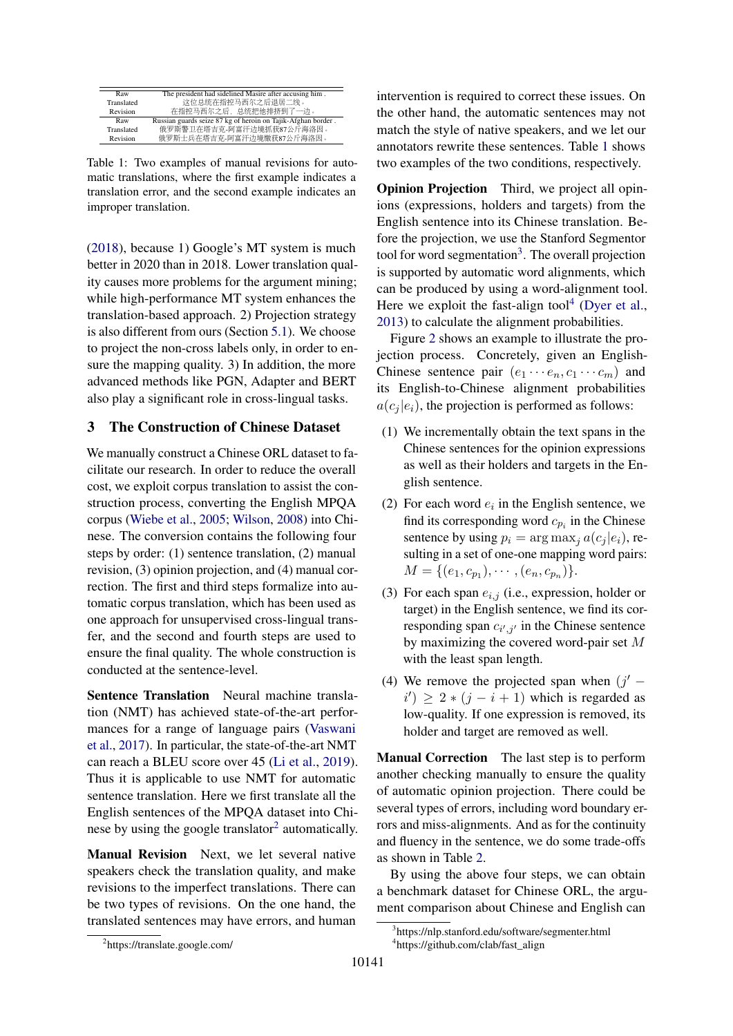|  |  |
|---|---|
| Raw | The president had sidelined Masire after accusing him . |
| Translated | 这位总统在指控马西尔之后退居二线。 |
| Revision | 在指控马西尔之后，总统把他排挤到了一边。 |
| Raw | Russian guards seize 87 kg of heroin on Tajik-Afghan border . |
| Translated | 俄罗斯警卫在塔吉克-阿富汗边境抓获87公斤海洛因。 |
| Revision | 俄罗斯士兵在塔吉克-阿富汗边境缴获87公斤海洛因。 |

Table 1: Two examples of manual revisions for automatic translations, where the first example indicates a translation error, and the second example indicates an improper translation.

(2018), because 1) Google's MT system is much better in 2020 than in 2018. Lower translation quality causes more problems for the argument mining; while high-performance MT system enhances the translation-based approach. 2) Projection strategy is also different from ours (Section 5.1). We choose to project the non-cross labels only, in order to ensure the mapping quality. 3) In addition, the more advanced methods like PGN, Adapter and BERT also play a significant role in cross-lingual tasks.

## 3 The Construction of Chinese Dataset

We manually construct a Chinese ORL dataset to facilitate our research. In order to reduce the overall cost, we exploit corpus translation to assist the construction process, converting the English MPQA corpus (Wiebe et al., 2005; Wilson, 2008) into Chinese. The conversion contains the following four steps by order: (1) sentence translation, (2) manual revision, (3) opinion projection, and (4) manual correction. The first and third steps formalize into automatic corpus translation, which has been used as one approach for unsupervised cross-lingual transfer, and the second and fourth steps are used to ensure the final quality. The whole construction is conducted at the sentence-level.

**Sentence Translation** Neural machine translation (NMT) has achieved state-of-the-art performances for a range of language pairs (Vaswani et al., 2017). In particular, the state-of-the-art NMT can reach a BLEU score over 45 (Li et al., 2019). Thus it is applicable to use NMT for automatic sentence translation. Here we first translate all the English sentences of the MPQA dataset into Chinese by using the google translator[2] automatically.

**Manual Revision** Next, we let several native speakers check the translation quality, and make revisions to the imperfect translations. There can be two types of revisions. On the one hand, the translated sentences may have errors, and human intervention is required to correct these issues. On the other hand, the automatic sentences may not match the style of native speakers, and we let our annotators rewrite these sentences. Table 1 shows two examples of the two conditions, respectively.

**Opinion Projection** Third, we project all opinions (expressions, holders and targets) from the English sentence into its Chinese translation. Before the projection, we use the Stanford Segmentor tool for word segmentation[3]. The overall projection is supported by automatic word alignments, which can be produced by using a word-alignment tool. Here we exploit the fast-align tool[4] (Dyer et al., 2013) to calculate the alignment probabilities.

Figure 2 shows an example to illustrate the projection process. Concretely, given an English-Chinese sentence pair $(e_1 \cdots e_n, c_1 \cdots c_m)$ and its English-to-Chinese alignment probabilities $a(c_j|e_i)$, the projection is performed as follows:

(1) We incrementally obtain the text spans in the Chinese sentences for the opinion expressions as well as their holders and targets in the English sentence.

(2) For each word $e_i$ in the English sentence, we find its corresponding word $c_{p_i}$ in the Chinese sentence by using $p_i = \arg\max_j a(c_j|e_i)$, resulting in a set of one-one mapping word pairs: $M = \{(e_1, c_{p_1}), \cdots, (e_n, c_{p_n})\}$.

(3) For each span $e_{i,j}$ (i.e., expression, holder or target) in the English sentence, we find its corresponding span $c_{i',j'}$ in the Chinese sentence by maximizing the covered word-pair set $M$ with the least span length.

(4) We remove the projected span when $(j' - i') \geq 2 * (j - i + 1)$ which is regarded as low-quality. If one expression is removed, its holder and target are removed as well.

**Manual Correction** The last step is to perform another checking manually to ensure the quality of automatic opinion projection. There could be several types of errors, including word boundary errors and miss-alignments. And as for the continuity and fluency in the sentence, we do some trade-offs as shown in Table 2.

By using the above four steps, we can obtain a benchmark dataset for Chinese ORL, the argument comparison about Chinese and English can

[2] https://translate.google.com/

[3] https://nlp.stanford.edu/software/segmenter.html

[4] https://github.com/clab/fast_align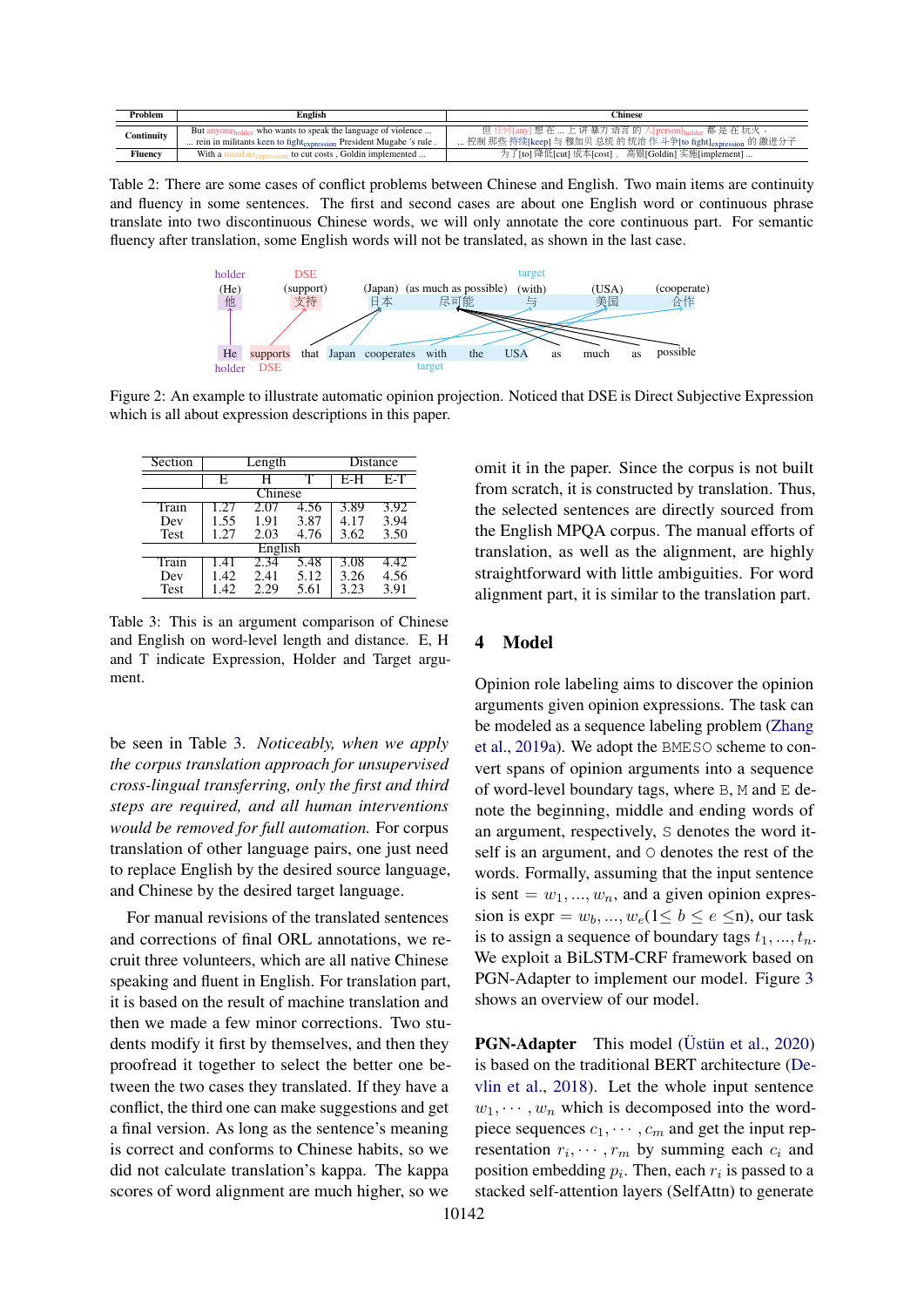| Problem | English | Chinese |
|---|---|---|
| Continuity | But anyone$_{holder}$ who wants to speak the language of violence ... | 但 任何[any] 想 在 ... 上 讲 暴力 语言 的 人[person]$_{holder}$ 都 是 在 玩火 , |
| | ... rein in militants keen to fight$_{expression}$ President Mugabe 's rule . | ... 控制 那些 持续[keep] 与 穆加贝 总统 的 统治 作 斗争[to fight]$_{expression}$ 的 激进分子 |
| Fluency | With a mandate$_{expression}$ to cut costs , Goldin implemented ... | 为了[to] 降低[cut] 成本[cost] , 高银[Goldin] 实施[implement] ... |

Table 2: There are some cases of conflict problems between Chinese and English. Two main items are continuity and fluency in some sentences. The first and second cases are about one English word or continuous phrase translate into two discontinuous Chinese words, we will only annotate the core continuous part. For semantic fluency after translation, some English words will not be translated, as shown in the last case.

Figure 2: An example to illustrate automatic opinion projection. Noticed that DSE is Direct Subjective Expression which is all about expression descriptions in this paper.

| Section | Length | | | Distance | |
|---|---|---|---|---|---|
| | E | H | T | E-H | E-T |
| **Chinese** | | | | | |
| Train | 1.27 | 2.07 | 4.56 | 3.89 | 3.92 |
| Dev | 1.55 | 1.91 | 3.87 | 4.17 | 3.94 |
| Test | 1.27 | 2.03 | 4.76 | 3.62 | 3.50 |
| **English** | | | | | |
| Train | 1.41 | 2.34 | 5.48 | 3.08 | 4.42 |
| Dev | 1.42 | 2.41 | 5.12 | 3.26 | 4.56 |
| Test | 1.42 | 2.29 | 5.61 | 3.23 | 3.91 |

Table 3: This is an argument comparison of Chinese and English on word-level length and distance. E, H and T indicate Expression, Holder and Target argument.

be seen in Table 3. *Noticeably, when we apply the corpus translation approach for unsupervised cross-lingual transferring, only the first and third steps are required, and all human interventions would be removed for full automation.* For corpus translation of other language pairs, one just need to replace English by the desired source language, and Chinese by the desired target language.

For manual revisions of the translated sentences and corrections of final ORL annotations, we recruit three volunteers, which are all native Chinese speaking and fluent in English. For translation part, it is based on the result of machine translation and then we made a few minor corrections. Two students modify it first by themselves, and then they proofread it together to select the better one between the two cases they translated. If they have a conflict, the third one can make suggestions and get a final version. As long as the sentence's meaning is correct and conforms to Chinese habits, so we did not calculate translation's kappa. The kappa scores of word alignment are much higher, so we omit it in the paper. Since the corpus is not built from scratch, it is constructed by translation. Thus, the selected sentences are directly sourced from the English MPQA corpus. The manual efforts of translation, as well as the alignment, are highly straightforward with little ambiguities. For word alignment part, it is similar to the translation part.

## 4 Model

Opinion role labeling aims to discover the opinion arguments given opinion expressions. The task can be modeled as a sequence labeling problem (Zhang et al., 2019a). We adopt the BMESO scheme to convert spans of opinion arguments into a sequence of word-level boundary tags, where B, M and E denote the beginning, middle and ending words of an argument, respectively, S denotes the word itself is an argument, and O denotes the rest of the words. Formally, assuming that the input sentence is sent $= w_1, ..., w_n$, and a given opinion expression is expr $= w_b, ..., w_e (1 \leq b \leq e \leq n)$, our task is to assign a sequence of boundary tags $t_1, ..., t_n$. We exploit a BiLSTM-CRF framework based on PGN-Adapter to implement our model. Figure 3 shows an overview of our model.

**PGN-Adapter** This model (Üstün et al., 2020) is based on the traditional BERT architecture (Devlin et al., 2018). Let the whole input sentence $w_1, \cdots, w_n$ which is decomposed into the word-piece sequences $c_1, \cdots, c_m$ and get the input representation $r_i, \cdots, r_m$ by summing each $c_i$ and position embedding $p_i$. Then, each $r_i$ is passed to a stacked self-attention layers (SelfAttn) to generate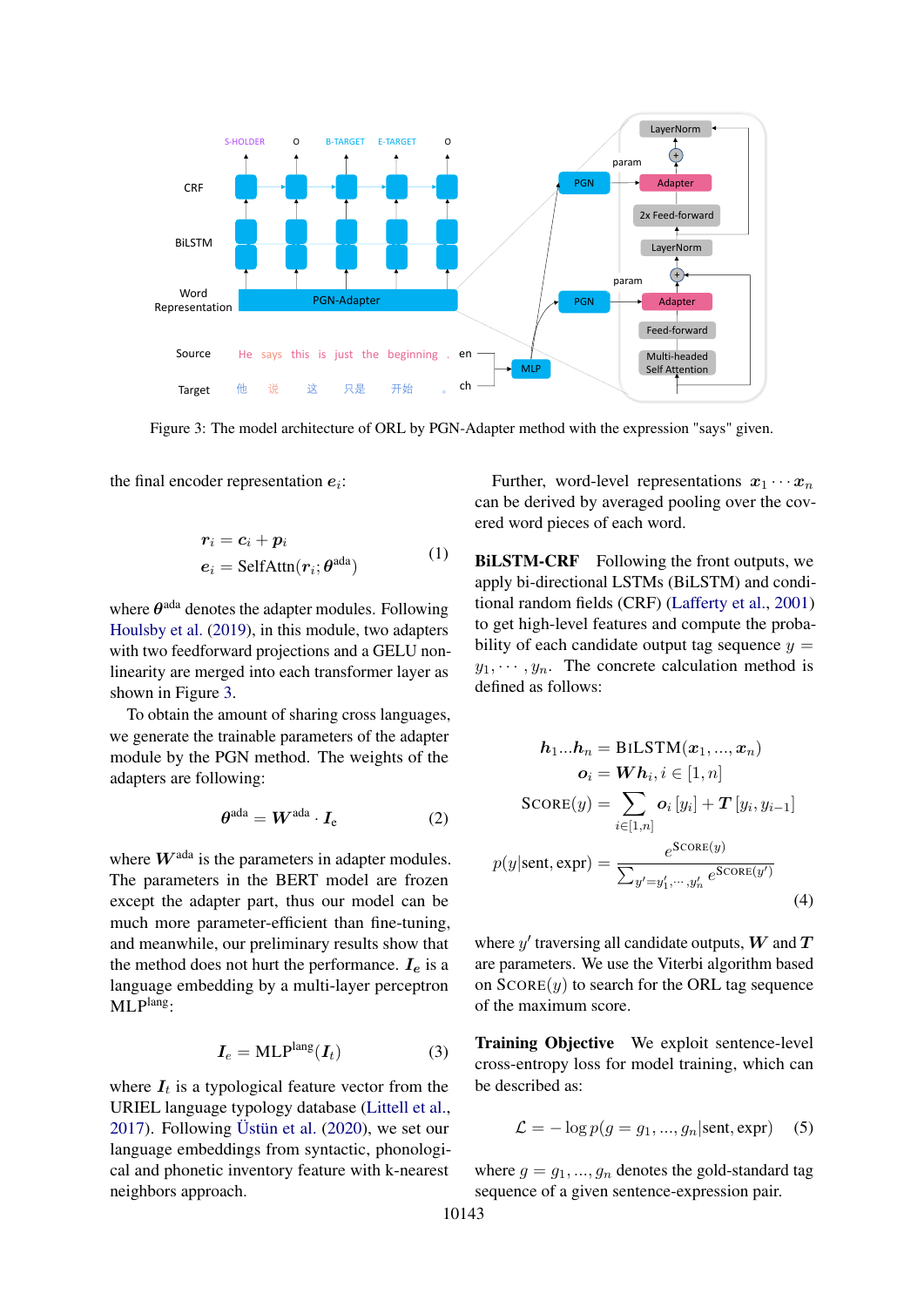Figure 3: The model architecture of ORL by PGN-Adapter method with the expression "says" given.

the final encoder representation $\boldsymbol{e}_i$:

$$
\begin{aligned}
\boldsymbol{r}_i &= \boldsymbol{c}_i + \boldsymbol{p}_i \\
\boldsymbol{e}_i &= \text{SelfAttn}(\boldsymbol{r}_i; \boldsymbol{\theta}^{\text{ada}})
\end{aligned} \tag{1}
$$

where $\boldsymbol{\theta}^{\text{ada}}$ denotes the adapter modules. Following Houlsby et al. (2019), in this module, two adapters with two feedforward projections and a GELU non-linearity are merged into each transformer layer as shown in Figure 3.

To obtain the amount of sharing cross languages, we generate the trainable parameters of the adapter module by the PGN method. The weights of the adapters are following:

$$
\boldsymbol{\theta}^{\text{ada}} = \boldsymbol{W}^{\text{ada}} \cdot \boldsymbol{I}_{\text{e}} \tag{2}
$$

where $\boldsymbol{W}^{\text{ada}}$ is the parameters in adapter modules. The parameters in the BERT model are frozen except the adapter part, thus our model can be much more parameter-efficient than fine-tuning, and meanwhile, our preliminary results show that the method does not hurt the performance. $\boldsymbol{I}_e$ is a language embedding by a multi-layer perceptron $\text{MLP}^{\text{lang}}$:

$$
\boldsymbol{I}_e = \text{MLP}^{\text{lang}}(\boldsymbol{I}_t) \tag{3}
$$

where $\boldsymbol{I}_t$ is a typological feature vector from the URIEL language typology database (Littell et al., 2017). Following Üstün et al. (2020), we set our language embeddings from syntactic, phonological and phonetic inventory feature with k-nearest neighbors approach.

Further, word-level representations $\boldsymbol{x}_1 \cdots \boldsymbol{x}_n$ can be derived by averaged pooling over the covered word pieces of each word.

**BiLSTM-CRF** Following the front outputs, we apply bi-directional LSTMs (BiLSTM) and conditional random fields (CRF) (Lafferty et al., 2001) to get high-level features and compute the probability of each candidate output tag sequence $y = y_1, \cdots, y_n$. The concrete calculation method is defined as follows:

$$
\begin{aligned}
\boldsymbol{h}_1 ... \boldsymbol{h}_n &= \text{BiLSTM}(\boldsymbol{x}_1, ..., \boldsymbol{x}_n) \\
\boldsymbol{o}_i &= \boldsymbol{W}\boldsymbol{h}_i, i \in [1, n] \\
\text{Score}(y) &= \sum_{i \in [1,n]} \boldsymbol{o}_i [y_i] + \boldsymbol{T}[y_i, y_{i-1}] \\
p(y|\text{sent}, \text{expr}) &= \frac{e^{\text{Score}(y)}}{\sum_{y'=y'_1,\cdots,y'_n} e^{\text{Score}(y')}}
\end{aligned} \tag{4}
$$

where $y'$ traversing all candidate outputs, $\boldsymbol{W}$ and $\boldsymbol{T}$ are parameters. We use the Viterbi algorithm based on $\text{Score}(y)$ to search for the ORL tag sequence of the maximum score.

**Training Objective** We exploit sentence-level cross-entropy loss for model training, which can be described as:

$$
\mathcal{L} = -\log p(g = g_1, ..., g_n|\text{sent}, \text{expr}) \tag{5}
$$

where $g = g_1, ..., g_n$ denotes the gold-standard tag sequence of a given sentence-expression pair.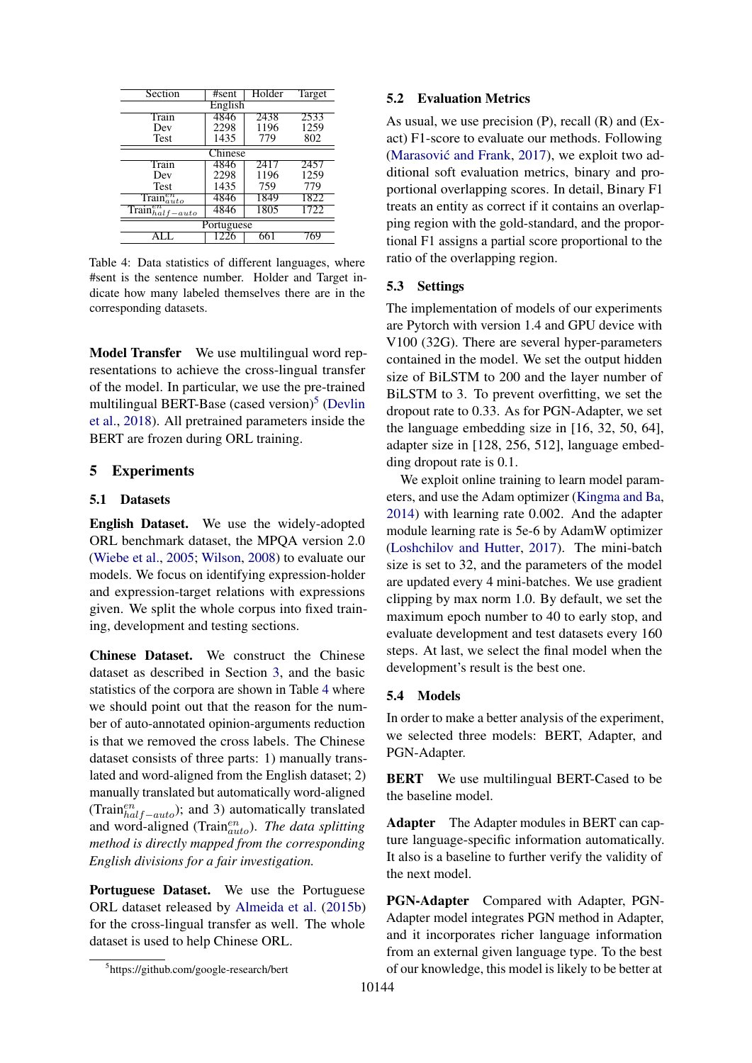| Section | #sent | Holder | Target |
|---|---|---|---|
| English | | | |
| Train | 4846 | 2438 | 2533 |
| Dev | 2298 | 1196 | 1259 |
| Test | 1435 | 779 | 802 |
| Chinese | | | |
| Train | 4846 | 2417 | 2457 |
| Dev | 2298 | 1196 | 1259 |
| Test | 1435 | 759 | 779 |
| $\text{Train}^{en}_{auto}$ | 4846 | 1849 | 1822 |
| $\text{Train}^{en}_{half-auto}$ | 4846 | 1805 | 1722 |
| Portuguese | | | |
| ALL | 1226 | 661 | 769 |

Table 4: Data statistics of different languages, where #sent is the sentence number. Holder and Target indicate how many labeled themselves there are in the corresponding datasets.

**Model Transfer** We use multilingual word representations to achieve the cross-lingual transfer of the model. In particular, we use the pre-trained multilingual BERT-Base (cased version)[5] (Devlin et al., 2018). All pretrained parameters inside the BERT are frozen during ORL training.

## 5 Experiments

### 5.1 Datasets

**English Dataset.** We use the widely-adopted ORL benchmark dataset, the MPQA version 2.0 (Wiebe et al., 2005; Wilson, 2008) to evaluate our models. We focus on identifying expression-holder and expression-target relations with expressions given. We split the whole corpus into fixed training, development and testing sections.

**Chinese Dataset.** We construct the Chinese dataset as described in Section 3, and the basic statistics of the corpora are shown in Table 4 where we should point out that the reason for the number of auto-annotated opinion-arguments reduction is that we removed the cross labels. The Chinese dataset consists of three parts: 1) manually translated and word-aligned from the English dataset; 2) manually translated but automatically word-aligned ($\text{Train}^{en}_{half-auto}$); and 3) automatically translated and word-aligned ($\text{Train}^{en}_{auto}$). *The data splitting method is directly mapped from the corresponding English divisions for a fair investigation.*

**Portuguese Dataset.** We use the Portuguese ORL dataset released by Almeida et al. (2015b) for the cross-lingual transfer as well. The whole dataset is used to help Chinese ORL.

[5]https://github.com/google-research/bert

### 5.2 Evaluation Metrics

As usual, we use precision (P), recall (R) and (Exact) F1-score to evaluate our methods. Following (Marasović and Frank, 2017), we exploit two additional soft evaluation metrics, binary and proportional overlapping scores. In detail, Binary F1 treats an entity as correct if it contains an overlapping region with the gold-standard, and the proportional F1 assigns a partial score proportional to the ratio of the overlapping region.

### 5.3 Settings

The implementation of models of our experiments are Pytorch with version 1.4 and GPU device with V100 (32G). There are several hyper-parameters contained in the model. We set the output hidden size of BiLSTM to 200 and the layer number of BiLSTM to 3. To prevent overfitting, we set the dropout rate to 0.33. As for PGN-Adapter, we set the language embedding size in [16, 32, 50, 64], adapter size in [128, 256, 512], language embedding dropout rate is 0.1.

We exploit online training to learn model parameters, and use the Adam optimizer (Kingma and Ba, 2014) with learning rate 0.002. And the adapter module learning rate is 5e-6 by AdamW optimizer (Loshchilov and Hutter, 2017). The mini-batch size is set to 32, and the parameters of the model are updated every 4 mini-batches. We use gradient clipping by max norm 1.0. By default, we set the maximum epoch number to 40 to early stop, and evaluate development and test datasets every 160 steps. At last, we select the final model when the development's result is the best one.

### 5.4 Models

In order to make a better analysis of the experiment, we selected three models: BERT, Adapter, and PGN-Adapter.

**BERT** We use multilingual BERT-Cased to be the baseline model.

**Adapter** The Adapter modules in BERT can capture language-specific information automatically. It also is a baseline to further verify the validity of the next model.

**PGN-Adapter** Compared with Adapter, PGN-Adapter model integrates PGN method in Adapter, and it incorporates richer language information from an external given language type. To the best of our knowledge, this model is likely to be better at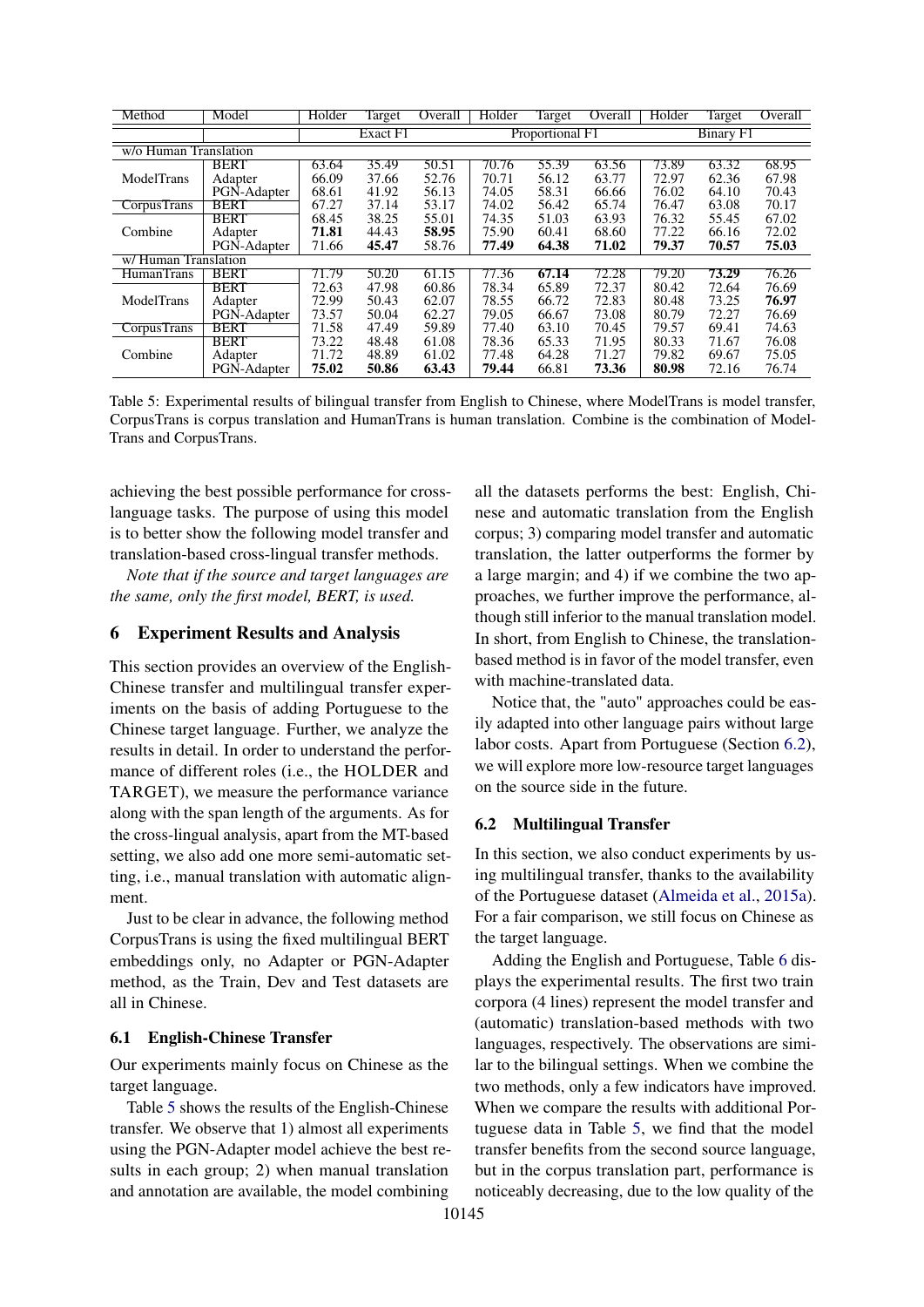| Method | Model | Holder | Target | Overall | Holder | Target | Overall | Holder | Target | Overall |
|---|---|---|---|---|---|---|---|---|---|---|
| | | Exact F1 | | | Proportional F1 | | | Binary F1 | | |
| w/o Human Translation | | | | | | | | | | |
| ModelTrans | BERT | 63.64 | 35.49 | 50.51 | 70.76 | 55.39 | 63.56 | 73.89 | 63.32 | 68.95 |
| | Adapter | 66.09 | 37.66 | 52.76 | 70.71 | 56.12 | 63.77 | 72.97 | 62.36 | 67.98 |
| | PGN-Adapter | 68.61 | 41.92 | 56.13 | 74.05 | 58.31 | 66.66 | 76.02 | 64.10 | 70.43 |
| CorpusTrans | BERT | 67.27 | 37.14 | 53.17 | 74.02 | 56.42 | 65.74 | 76.47 | 63.08 | 70.17 |
| Combine | BERT | 68.45 | 38.25 | 55.01 | 74.35 | 51.03 | 63.93 | 76.32 | 55.45 | 67.02 |
| | Adapter | **71.81** | 44.43 | **58.95** | 75.90 | 60.41 | 68.60 | 77.22 | 66.16 | 72.02 |
| | PGN-Adapter | 71.66 | **45.47** | 58.76 | **77.49** | **64.38** | **71.02** | **79.37** | **70.57** | **75.03** |
| w/ Human Translation | | | | | | | | | | |
| HumanTrans | BERT | 71.79 | 50.20 | 61.15 | 77.36 | **67.14** | 72.28 | 79.20 | **73.29** | 76.26 |
| ModelTrans | BERT | 72.63 | 47.98 | 60.86 | 78.34 | 65.89 | 72.37 | 80.42 | 72.64 | 76.69 |
| | Adapter | 72.99 | 50.43 | 62.07 | 78.55 | 66.72 | 72.83 | 80.48 | 73.25 | **76.97** |
| | PGN-Adapter | 73.57 | 50.04 | 62.27 | 79.05 | 66.67 | 73.08 | 80.79 | 72.27 | 76.69 |
| CorpusTrans | BERT | 71.58 | 47.49 | 59.89 | 77.40 | 63.10 | 70.45 | 79.57 | 69.41 | 74.63 |
| Combine | BERT | 73.22 | 48.48 | 61.08 | 78.36 | 65.33 | 71.95 | 80.33 | 71.67 | 76.08 |
| | Adapter | 71.72 | 48.89 | 61.02 | 77.48 | 64.28 | 71.27 | 79.82 | 69.67 | 75.05 |
| | PGN-Adapter | **75.02** | **50.86** | **63.43** | **79.44** | 66.81 | **73.36** | **80.98** | 72.16 | 76.74 |

Table 5: Experimental results of bilingual transfer from English to Chinese, where ModelTrans is model transfer, CorpusTrans is corpus translation and HumanTrans is human translation. Combine is the combination of ModelTrans and CorpusTrans.

achieving the best possible performance for cross-language tasks. The purpose of using this model is to better show the following model transfer and translation-based cross-lingual transfer methods.

*Note that if the source and target languages are the same, only the first model, BERT, is used.*

## 6 Experiment Results and Analysis

This section provides an overview of the English-Chinese transfer and multilingual transfer experiments on the basis of adding Portuguese to the Chinese target language. Further, we analyze the results in detail. In order to understand the performance of different roles (i.e., the HOLDER and TARGET), we measure the performance variance along with the span length of the arguments. As for the cross-lingual analysis, apart from the MT-based setting, we also add one more semi-automatic setting, i.e., manual translation with automatic alignment.

Just to be clear in advance, the following method CorpusTrans is using the fixed multilingual BERT embeddings only, no Adapter or PGN-Adapter method, as the Train, Dev and Test datasets are all in Chinese.

### 6.1 English-Chinese Transfer

Our experiments mainly focus on Chinese as the target language.

Table 5 shows the results of the English-Chinese transfer. We observe that 1) almost all experiments using the PGN-Adapter model achieve the best results in each group; 2) when manual translation and annotation are available, the model combining all the datasets performs the best: English, Chinese and automatic translation from the English corpus; 3) comparing model transfer and automatic translation, the latter outperforms the former by a large margin; and 4) if we combine the two approaches, we further improve the performance, although still inferior to the manual translation model. In short, from English to Chinese, the translation-based method is in favor of the model transfer, even with machine-translated data.

Notice that, the "auto" approaches could be easily adapted into other language pairs without large labor costs. Apart from Portuguese (Section 6.2), we will explore more low-resource target languages on the source side in the future.

### 6.2 Multilingual Transfer

In this section, we also conduct experiments by using multilingual transfer, thanks to the availability of the Portuguese dataset (Almeida et al., 2015a). For a fair comparison, we still focus on Chinese as the target language.

Adding the English and Portuguese, Table 6 displays the experimental results. The first two train corpora (4 lines) represent the model transfer and (automatic) translation-based methods with two languages, respectively. The observations are similar to the bilingual settings. When we combine the two methods, only a few indicators have improved. When we compare the results with additional Portuguese data in Table 5, we find that the model transfer benefits from the second source language, but in the corpus translation part, performance is noticeably decreasing, due to the low quality of the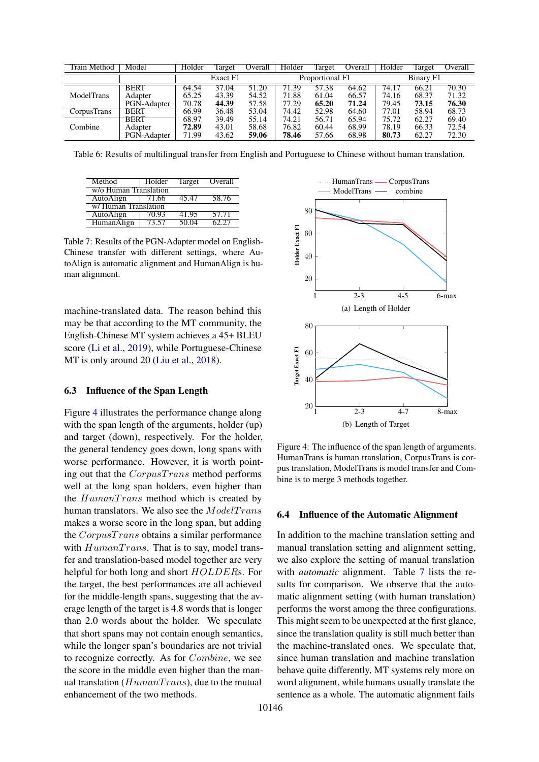| Train Method | Model | Holder | Target | Overall | Holder | Target | Overall | Holder | Target | Overall |
|---|---|---|---|---|---|---|---|---|---|---|
| | | Exact F1 | | | Proportional F1 | | | Binary F1 | | |
| ModelTrans | BERT | 64.54 | 37.04 | 51.20 | 71.39 | 57.38 | 64.62 | 74.17 | 66.21 | 70.30 |
| | Adapter | 65.25 | 43.39 | 54.52 | 71.88 | 61.04 | 66.57 | 74.16 | 68.37 | 71.32 |
| | PGN-Adapter | 70.78 | **44.39** | 57.58 | 77.29 | **65.20** | **71.24** | 79.45 | **73.15** | **76.30** |
| CorpusTrans | BERT | 66.99 | 36.48 | 53.04 | 74.42 | 52.98 | 64.60 | 77.01 | 58.94 | 68.73 |
| Combine | BERT | 68.97 | 39.49 | 55.14 | 74.21 | 56.71 | 65.94 | 75.72 | 62.27 | 69.40 |
| | Adapter | **72.89** | 43.01 | 58.68 | 76.82 | 60.44 | 68.99 | 78.19 | 66.33 | 72.54 |
| | PGN-Adapter | 71.99 | 43.62 | **59.06** | **78.46** | 57.66 | 68.98 | **80.73** | 62.27 | 72.30 |

Table 6: Results of multilingual transfer from English and Portuguese to Chinese without human translation.

| Method | Holder | Target | Overall |
|---|---|---|---|
| w/o Human Translation | | | |
| AutoAlign | 71.66 | 45.47 | 58.76 |
| w/ Human Translation | | | |
| AutoAlign | 70.93 | 41.95 | 57.71 |
| HumanAlign | 73.57 | 50.04 | 62.27 |

Table 7: Results of the PGN-Adapter model on English-Chinese transfer with different settings, where AutoAlign is automatic alignment and HumanAlign is human alignment.

Figure 4: The influence of the span length of arguments. HumanTrans is human translation, CorpusTrans is corpus translation, ModelTrans is model transfer and Combine is to merge 3 methods together.

machine-translated data. The reason behind this may be that according to the MT community, the English-Chinese MT system achieves a 45+ BLEU score (Li et al., 2019), while Portuguese-Chinese MT is only around 20 (Liu et al., 2018).

### 6.3 Influence of the Span Length

Figure 4 illustrates the performance change along with the span length of the arguments, holder (up) and target (down), respectively. For the holder, the general tendency goes down, long spans with worse performance. However, it is worth pointing out that the $CorpusTrans$ method performs well at the long span holders, even higher than the $HumanTrans$ method which is created by human translators. We also see the $ModelTrans$ makes a worse score in the long span, but adding the $CorpusTrans$ obtains a similar performance with $HumanTrans$. That is to say, model transfer and translation-based model together are very helpful for both long and short $HOLDER$s. For the target, the best performances are all achieved for the middle-length spans, suggesting that the average length of the target is 4.8 words that is longer than 2.0 words about the holder. We speculate that short spans may not contain enough semantics, while the longer span's boundaries are not trivial to recognize correctly. As for $Combine$, we see the score in the middle even higher than the manual translation ($HumanTrans$), due to the mutual enhancement of the two methods.

### 6.4 Influence of the Automatic Alignment

In addition to the machine translation setting and manual translation setting and alignment setting, we also explore the setting of manual translation with *automatic* alignment. Table 7 lists the results for comparison. We observe that the automatic alignment setting (with human translation) performs the worst among the three configurations. This might seem to be unexpected at the first glance, since the translation quality is still much better than the machine-translated ones. We speculate that, since human translation and machine translation behave quite differently, MT systems rely more on word alignment, while humans usually translate the sentence as a whole. The automatic alignment fails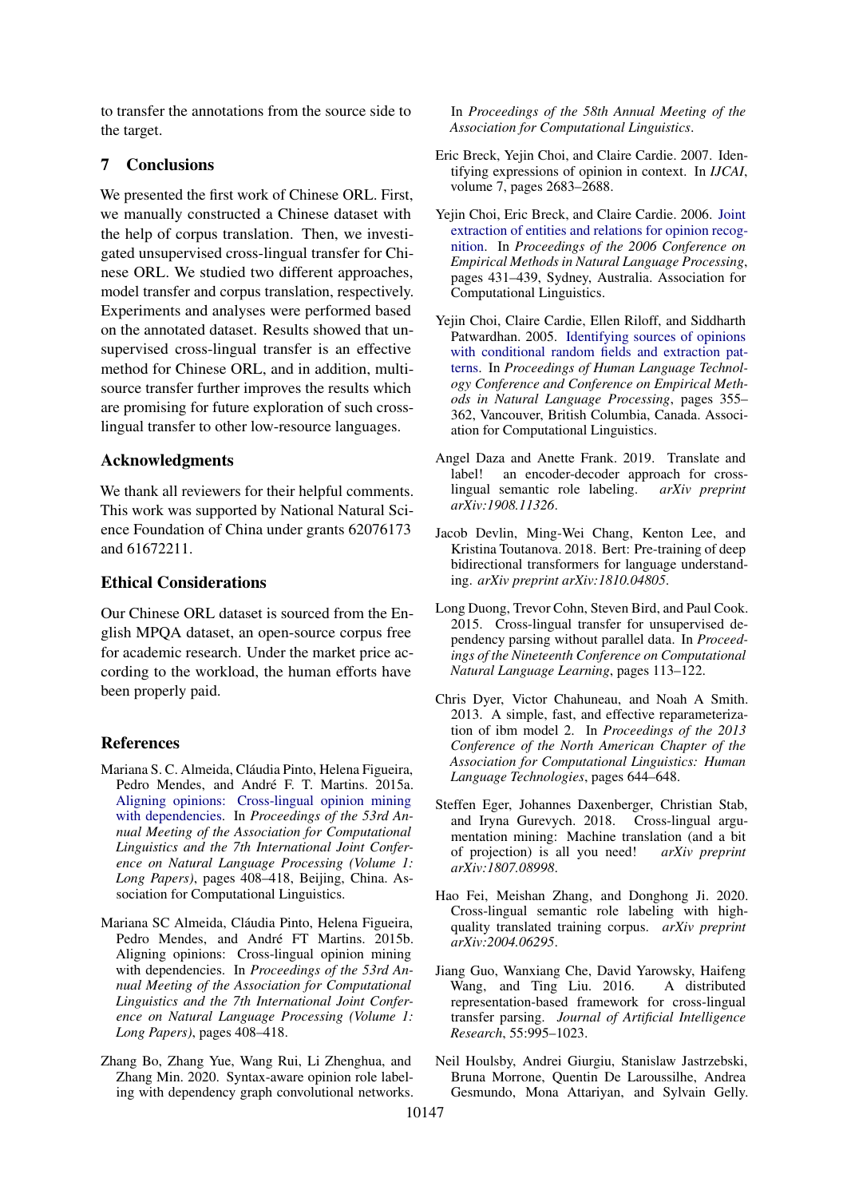to transfer the annotations from the source side to the target.

## 7 Conclusions

We presented the first work of Chinese ORL. First, we manually constructed a Chinese dataset with the help of corpus translation. Then, we investigated unsupervised cross-lingual transfer for Chinese ORL. We studied two different approaches, model transfer and corpus translation, respectively. Experiments and analyses were performed based on the annotated dataset. Results showed that unsupervised cross-lingual transfer is an effective method for Chinese ORL, and in addition, multi-source transfer further improves the results which are promising for future exploration of such cross-lingual transfer to other low-resource languages.

## Acknowledgments

We thank all reviewers for their helpful comments. This work was supported by National Natural Science Foundation of China under grants 62076173 and 61672211.

## Ethical Considerations

Our Chinese ORL dataset is sourced from the English MPQA dataset, an open-source corpus free for academic research. Under the market price according to the workload, the human efforts have been properly paid.

## References

Mariana S. C. Almeida, Cláudia Pinto, Helena Figueira, Pedro Mendes, and André F. T. Martins. 2015a. Aligning opinions: Cross-lingual opinion mining with dependencies. In *Proceedings of the 53rd Annual Meeting of the Association for Computational Linguistics and the 7th International Joint Conference on Natural Language Processing (Volume 1: Long Papers)*, pages 408–418, Beijing, China. Association for Computational Linguistics.

Mariana SC Almeida, Cláudia Pinto, Helena Figueira, Pedro Mendes, and André FT Martins. 2015b. Aligning opinions: Cross-lingual opinion mining with dependencies. In *Proceedings of the 53rd Annual Meeting of the Association for Computational Linguistics and the 7th International Joint Conference on Natural Language Processing (Volume 1: Long Papers)*, pages 408–418.

Zhang Bo, Zhang Yue, Wang Rui, Li Zhenghua, and Zhang Min. 2020. Syntax-aware opinion role labeling with dependency graph convolutional networks. In *Proceedings of the 58th Annual Meeting of the Association for Computational Linguistics*.

Eric Breck, Yejin Choi, and Claire Cardie. 2007. Identifying expressions of opinion in context. In *IJCAI*, volume 7, pages 2683–2688.

Yejin Choi, Eric Breck, and Claire Cardie. 2006. Joint extraction of entities and relations for opinion recognition. In *Proceedings of the 2006 Conference on Empirical Methods in Natural Language Processing*, pages 431–439, Sydney, Australia. Association for Computational Linguistics.

Yejin Choi, Claire Cardie, Ellen Riloff, and Siddharth Patwardhan. 2005. Identifying sources of opinions with conditional random fields and extraction patterns. In *Proceedings of Human Language Technology Conference and Conference on Empirical Methods in Natural Language Processing*, pages 355–362, Vancouver, British Columbia, Canada. Association for Computational Linguistics.

Angel Daza and Anette Frank. 2019. Translate and label! an encoder-decoder approach for cross-lingual semantic role labeling. *arXiv preprint arXiv:1908.11326*.

Jacob Devlin, Ming-Wei Chang, Kenton Lee, and Kristina Toutanova. 2018. Bert: Pre-training of deep bidirectional transformers for language understanding. *arXiv preprint arXiv:1810.04805*.

Long Duong, Trevor Cohn, Steven Bird, and Paul Cook. 2015. Cross-lingual transfer for unsupervised dependency parsing without parallel data. In *Proceedings of the Nineteenth Conference on Computational Natural Language Learning*, pages 113–122.

Chris Dyer, Victor Chahuneau, and Noah A Smith. 2013. A simple, fast, and effective reparameterization of ibm model 2. In *Proceedings of the 2013 Conference of the North American Chapter of the Association for Computational Linguistics: Human Language Technologies*, pages 644–648.

Steffen Eger, Johannes Daxenberger, Christian Stab, and Iryna Gurevych. 2018. Cross-lingual argumentation mining: Machine translation (and a bit of projection) is all you need! *arXiv preprint arXiv:1807.08998*.

Hao Fei, Meishan Zhang, and Donghong Ji. 2020. Cross-lingual semantic role labeling with high-quality translated training corpus. *arXiv preprint arXiv:2004.06295*.

Jiang Guo, Wanxiang Che, David Yarowsky, Haifeng Wang, and Ting Liu. 2016. A distributed representation-based framework for cross-lingual transfer parsing. *Journal of Artificial Intelligence Research*, 55:995–1023.

Neil Houlsby, Andrei Giurgiu, Stanislaw Jastrzebski, Bruna Morrone, Quentin De Laroussilhe, Andrea Gesmundo, Mona Attariyan, and Sylvain Gelly.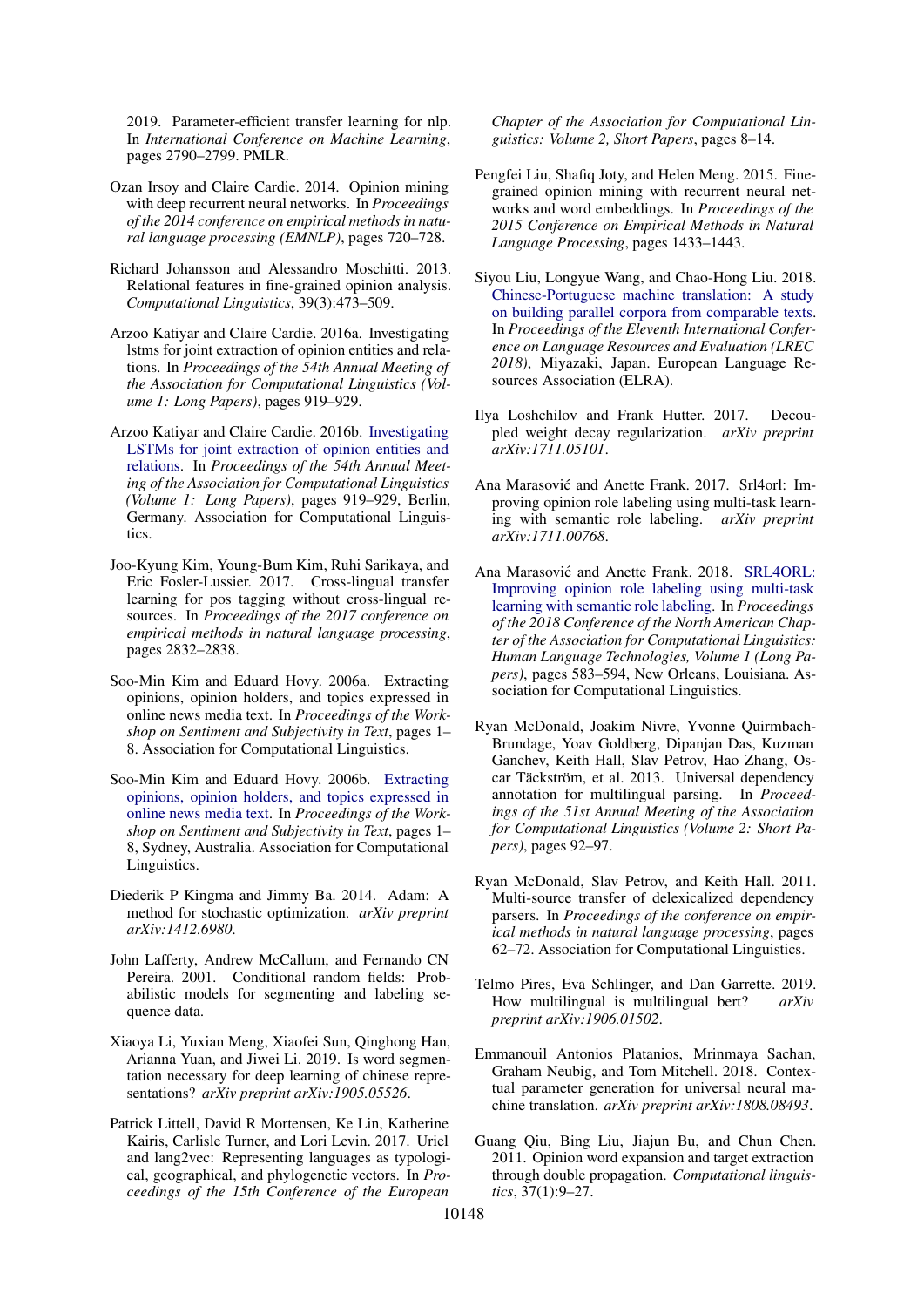2019. Parameter-efficient transfer learning for nlp. In *International Conference on Machine Learning*, pages 2790–2799. PMLR.

Ozan Irsoy and Claire Cardie. 2014. Opinion mining with deep recurrent neural networks. In *Proceedings of the 2014 conference on empirical methods in natural language processing (EMNLP)*, pages 720–728.

Richard Johansson and Alessandro Moschitti. 2013. Relational features in fine-grained opinion analysis. *Computational Linguistics*, 39(3):473–509.

Arzoo Katiyar and Claire Cardie. 2016a. Investigating lstms for joint extraction of opinion entities and relations. In *Proceedings of the 54th Annual Meeting of the Association for Computational Linguistics (Volume 1: Long Papers)*, pages 919–929.

Arzoo Katiyar and Claire Cardie. 2016b. Investigating LSTMs for joint extraction of opinion entities and relations. In *Proceedings of the 54th Annual Meeting of the Association for Computational Linguistics (Volume 1: Long Papers)*, pages 919–929, Berlin, Germany. Association for Computational Linguistics.

Joo-Kyung Kim, Young-Bum Kim, Ruhi Sarikaya, and Eric Fosler-Lussier. 2017. Cross-lingual transfer learning for pos tagging without cross-lingual resources. In *Proceedings of the 2017 conference on empirical methods in natural language processing*, pages 2832–2838.

Soo-Min Kim and Eduard Hovy. 2006a. Extracting opinions, opinion holders, and topics expressed in online news media text. In *Proceedings of the Workshop on Sentiment and Subjectivity in Text*, pages 1–8. Association for Computational Linguistics.

Soo-Min Kim and Eduard Hovy. 2006b. Extracting opinions, opinion holders, and topics expressed in online news media text. In *Proceedings of the Workshop on Sentiment and Subjectivity in Text*, pages 1–8, Sydney, Australia. Association for Computational Linguistics.

Diederik P Kingma and Jimmy Ba. 2014. Adam: A method for stochastic optimization. *arXiv preprint arXiv:1412.6980*.

John Lafferty, Andrew McCallum, and Fernando CN Pereira. 2001. Conditional random fields: Probabilistic models for segmenting and labeling sequence data.

Xiaoya Li, Yuxian Meng, Xiaofei Sun, Qinghong Han, Arianna Yuan, and Jiwei Li. 2019. Is word segmentation necessary for deep learning of chinese representations? *arXiv preprint arXiv:1905.05526*.

Patrick Littell, David R Mortensen, Ke Lin, Katherine Kairis, Carlisle Turner, and Lori Levin. 2017. Uriel and lang2vec: Representing languages as typological, geographical, and phylogenetic vectors. In *Proceedings of the 15th Conference of the European Chapter of the Association for Computational Linguistics: Volume 2, Short Papers*, pages 8–14.

Pengfei Liu, Shafiq Joty, and Helen Meng. 2015. Fine-grained opinion mining with recurrent neural networks and word embeddings. In *Proceedings of the 2015 Conference on Empirical Methods in Natural Language Processing*, pages 1433–1443.

Siyou Liu, Longyue Wang, and Chao-Hong Liu. 2018. Chinese-Portuguese machine translation: A study on building parallel corpora from comparable texts. In *Proceedings of the Eleventh International Conference on Language Resources and Evaluation (LREC 2018)*, Miyazaki, Japan. European Language Resources Association (ELRA).

Ilya Loshchilov and Frank Hutter. 2017. Decoupled weight decay regularization. *arXiv preprint arXiv:1711.05101*.

Ana Marasović and Anette Frank. 2017. Srl4orl: Improving opinion role labeling using multi-task learning with semantic role labeling. *arXiv preprint arXiv:1711.00768*.

Ana Marasović and Anette Frank. 2018. SRL4ORL: Improving opinion role labeling using multi-task learning with semantic role labeling. In *Proceedings of the 2018 Conference of the North American Chapter of the Association for Computational Linguistics: Human Language Technologies, Volume 1 (Long Papers)*, pages 583–594, New Orleans, Louisiana. Association for Computational Linguistics.

Ryan McDonald, Joakim Nivre, Yvonne Quirmbach-Brundage, Yoav Goldberg, Dipanjan Das, Kuzman Ganchev, Keith Hall, Slav Petrov, Hao Zhang, Oscar Täckström, et al. 2013. Universal dependency annotation for multilingual parsing. In *Proceedings of the 51st Annual Meeting of the Association for Computational Linguistics (Volume 2: Short Papers)*, pages 92–97.

Ryan McDonald, Slav Petrov, and Keith Hall. 2011. Multi-source transfer of delexicalized dependency parsers. In *Proceedings of the conference on empirical methods in natural language processing*, pages 62–72. Association for Computational Linguistics.

Telmo Pires, Eva Schlinger, and Dan Garrette. 2019. How multilingual is multilingual bert? *arXiv preprint arXiv:1906.01502*.

Emmanouil Antonios Platanios, Mrinmaya Sachan, Graham Neubig, and Tom Mitchell. 2018. Contextual parameter generation for universal neural machine translation. *arXiv preprint arXiv:1808.08493*.

Guang Qiu, Bing Liu, Jiajun Bu, and Chun Chen. 2011. Opinion word expansion and target extraction through double propagation. *Computational linguistics*, 37(1):9–27.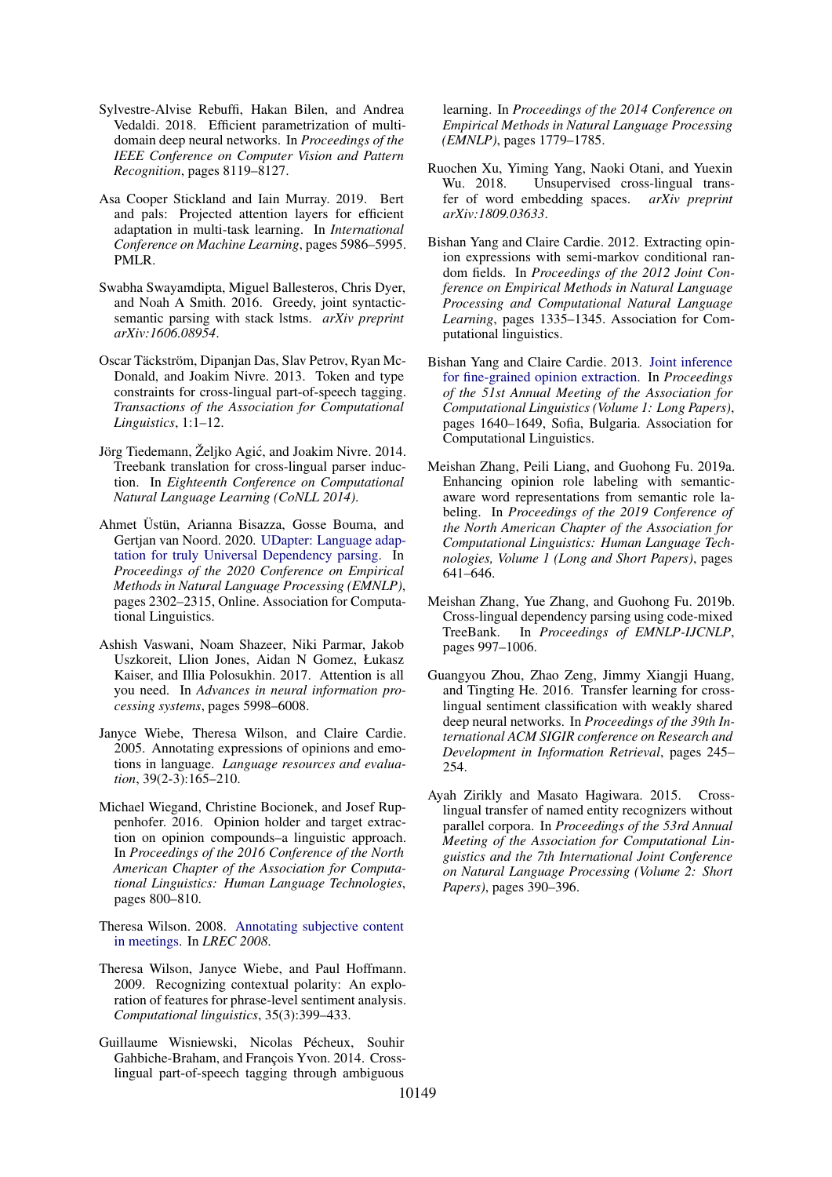Sylvestre-Alvise Rebuffi, Hakan Bilen, and Andrea Vedaldi. 2018. Efficient parametrization of multi-domain deep neural networks. In *Proceedings of the IEEE Conference on Computer Vision and Pattern Recognition*, pages 8119–8127.

Asa Cooper Stickland and Iain Murray. 2019. Bert and pals: Projected attention layers for efficient adaptation in multi-task learning. In *International Conference on Machine Learning*, pages 5986–5995. PMLR.

Swabha Swayamdipta, Miguel Ballesteros, Chris Dyer, and Noah A Smith. 2016. Greedy, joint syntactic-semantic parsing with stack lstms. *arXiv preprint arXiv:1606.08954*.

Oscar Täckström, Dipanjan Das, Slav Petrov, Ryan McDonald, and Joakim Nivre. 2013. Token and type constraints for cross-lingual part-of-speech tagging. *Transactions of the Association for Computational Linguistics*, 1:1–12.

Jörg Tiedemann, Željko Agić, and Joakim Nivre. 2014. Treebank translation for cross-lingual parser induction. In *Eighteenth Conference on Computational Natural Language Learning (CoNLL 2014)*.

Ahmet Üstün, Arianna Bisazza, Gosse Bouma, and Gertjan van Noord. 2020. UDapter: Language adaptation for truly Universal Dependency parsing. In *Proceedings of the 2020 Conference on Empirical Methods in Natural Language Processing (EMNLP)*, pages 2302–2315, Online. Association for Computational Linguistics.

Ashish Vaswani, Noam Shazeer, Niki Parmar, Jakob Uszkoreit, Llion Jones, Aidan N Gomez, Łukasz Kaiser, and Illia Polosukhin. 2017. Attention is all you need. In *Advances in neural information processing systems*, pages 5998–6008.

Janyce Wiebe, Theresa Wilson, and Claire Cardie. 2005. Annotating expressions of opinions and emotions in language. *Language resources and evaluation*, 39(2-3):165–210.

Michael Wiegand, Christine Bocionek, and Josef Ruppenhofer. 2016. Opinion holder and target extraction on opinion compounds–a linguistic approach. In *Proceedings of the 2016 Conference of the North American Chapter of the Association for Computational Linguistics: Human Language Technologies*, pages 800–810.

Theresa Wilson. 2008. Annotating subjective content in meetings. In *LREC 2008*.

Theresa Wilson, Janyce Wiebe, and Paul Hoffmann. 2009. Recognizing contextual polarity: An exploration of features for phrase-level sentiment analysis. *Computational linguistics*, 35(3):399–433.

Guillaume Wisniewski, Nicolas Pécheux, Souhir Gahbiche-Braham, and François Yvon. 2014. Cross-lingual part-of-speech tagging through ambiguous learning. In *Proceedings of the 2014 Conference on Empirical Methods in Natural Language Processing (EMNLP)*, pages 1779–1785.

Ruochen Xu, Yiming Yang, Naoki Otani, and Yuexin Wu. 2018. Unsupervised cross-lingual transfer of word embedding spaces. *arXiv preprint arXiv:1809.03633*.

Bishan Yang and Claire Cardie. 2012. Extracting opinion expressions with semi-markov conditional random fields. In *Proceedings of the 2012 Joint Conference on Empirical Methods in Natural Language Processing and Computational Natural Language Learning*, pages 1335–1345. Association for Computational linguistics.

Bishan Yang and Claire Cardie. 2013. Joint inference for fine-grained opinion extraction. In *Proceedings of the 51st Annual Meeting of the Association for Computational Linguistics (Volume 1: Long Papers)*, pages 1640–1649, Sofia, Bulgaria. Association for Computational Linguistics.

Meishan Zhang, Peili Liang, and Guohong Fu. 2019a. Enhancing opinion role labeling with semantic-aware word representations from semantic role labeling. In *Proceedings of the 2019 Conference of the North American Chapter of the Association for Computational Linguistics: Human Language Technologies, Volume 1 (Long and Short Papers)*, pages 641–646.

Meishan Zhang, Yue Zhang, and Guohong Fu. 2019b. Cross-lingual dependency parsing using code-mixed TreeBank. In *Proceedings of EMNLP-IJCNLP*, pages 997–1006.

Guangyou Zhou, Zhao Zeng, Jimmy Xiangji Huang, and Tingting He. 2016. Transfer learning for cross-lingual sentiment classification with weakly shared deep neural networks. In *Proceedings of the 39th International ACM SIGIR conference on Research and Development in Information Retrieval*, pages 245–254.

Ayah Zirikly and Masato Hagiwara. 2015. Cross-lingual transfer of named entity recognizers without parallel corpora. In *Proceedings of the 53rd Annual Meeting of the Association for Computational Linguistics and the 7th International Joint Conference on Natural Language Processing (Volume 2: Short Papers)*, pages 390–396.